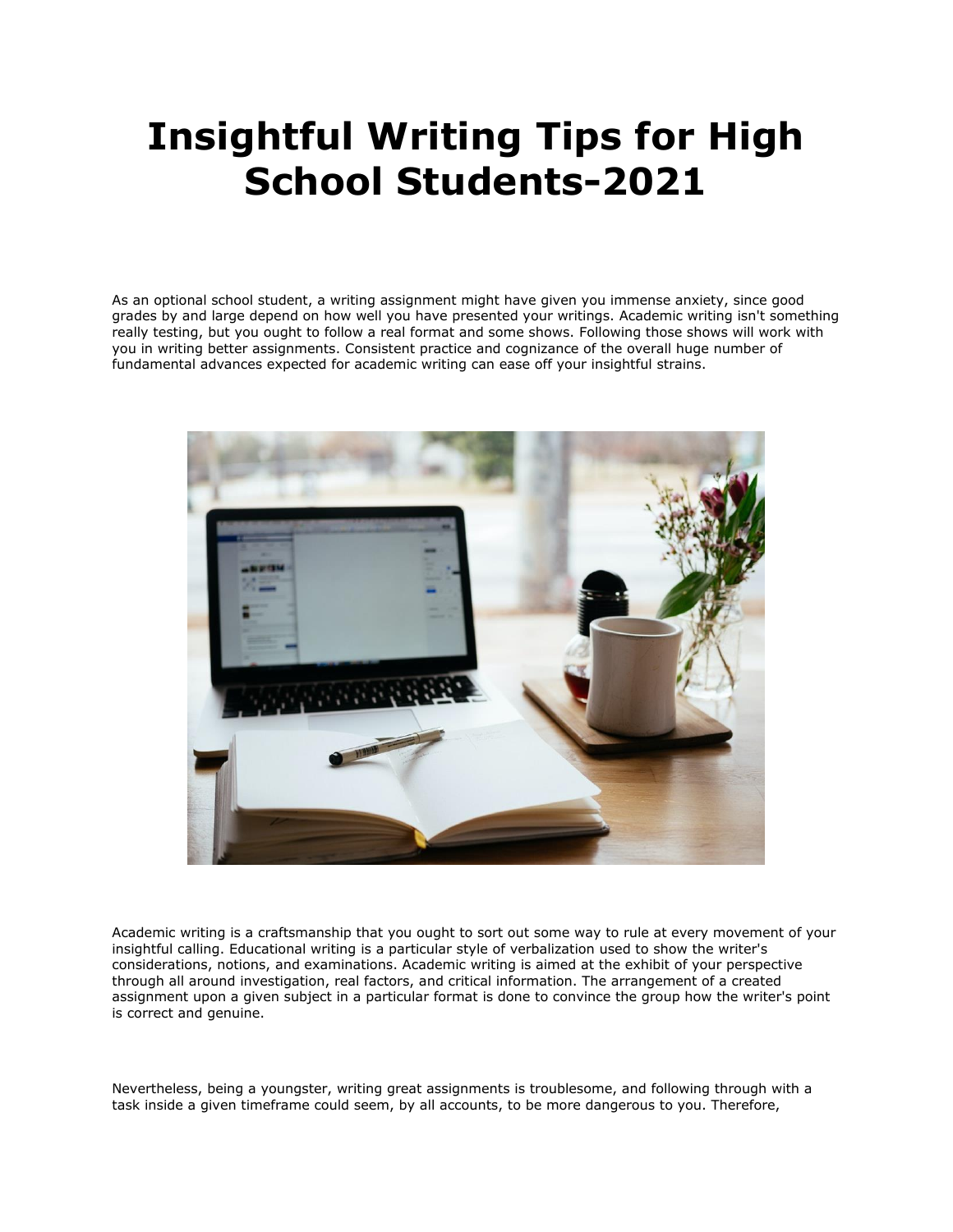# Insightful Writing Tips for High School Students-2021

As an optional school student, a writing assignment might have given you immense anxiety, since good grades by and large depend on how well you have presented your writings. Academic writing isn't something really testing, but you ought to follow a real format and some shows. Following those shows will work with you in writing better assignments. Consistent practice and cognizance of the overall huge number of fundamental advances expected for academic writing can ease off your insightful strains.

Academic writing is a craftsmanship that you ought to sort out some way to rule at every movement of your insightful calling. Educational writing is a particular style of verbalization used to show the writer's considerations, notions, and examinations. Academic writing is aimed at the exhibit of your perspective through all around investigation, real factors, and critical information. The arrangement of a created assignment upon a given subject in a particular format is done to convince the group how the writer's point is correct and genuine.

Nevertheless, being a youngster, writing great assignments is troublesome, and following through with a task inside a given timeframe could seem, by all accounts, to be more dangerous to you. Therefore,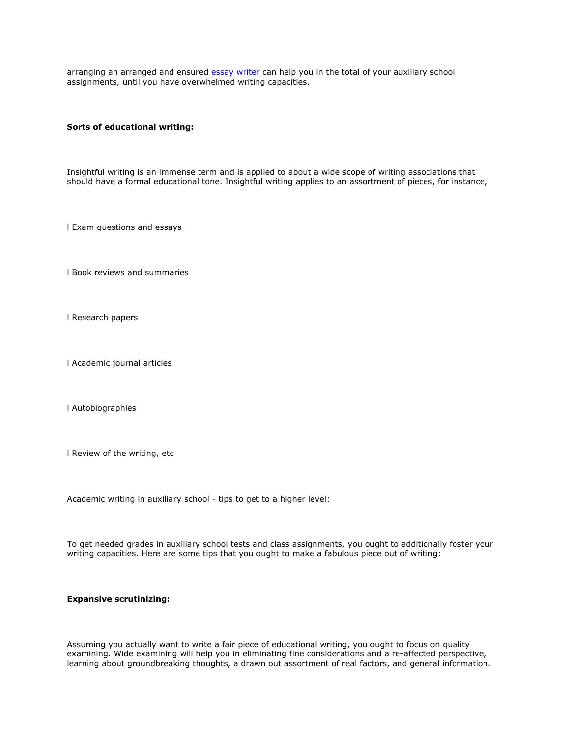arranging an arranged and ensured [essay writer] can help you in the total of your auxiliary school assignments, until you have overwhelmed writing capacities.

**Sorts of educational writing:**

Insightful writing is an immense term and is applied to about a wide scope of writing associations that should have a formal educational tone. Insightful writing applies to an assortment of pieces, for instance,

- Exam questions and essays
- Book reviews and summaries
- Research papers
- Academic journal articles
- Autobiographies
- Review of the writing, etc

Academic writing in auxiliary school - tips to get to a higher level:

To get needed grades in auxiliary school tests and class assignments, you ought to additionally foster your writing capacities. Here are some tips that you ought to make a fabulous piece out of writing:

**Expansive scrutinizing:**

Assuming you actually want to write a fair piece of educational writing, you ought to focus on quality examining. Wide examining will help you in eliminating fine considerations and a re-affected perspective, learning about groundbreaking thoughts, a drawn out assortment of real factors, and general information.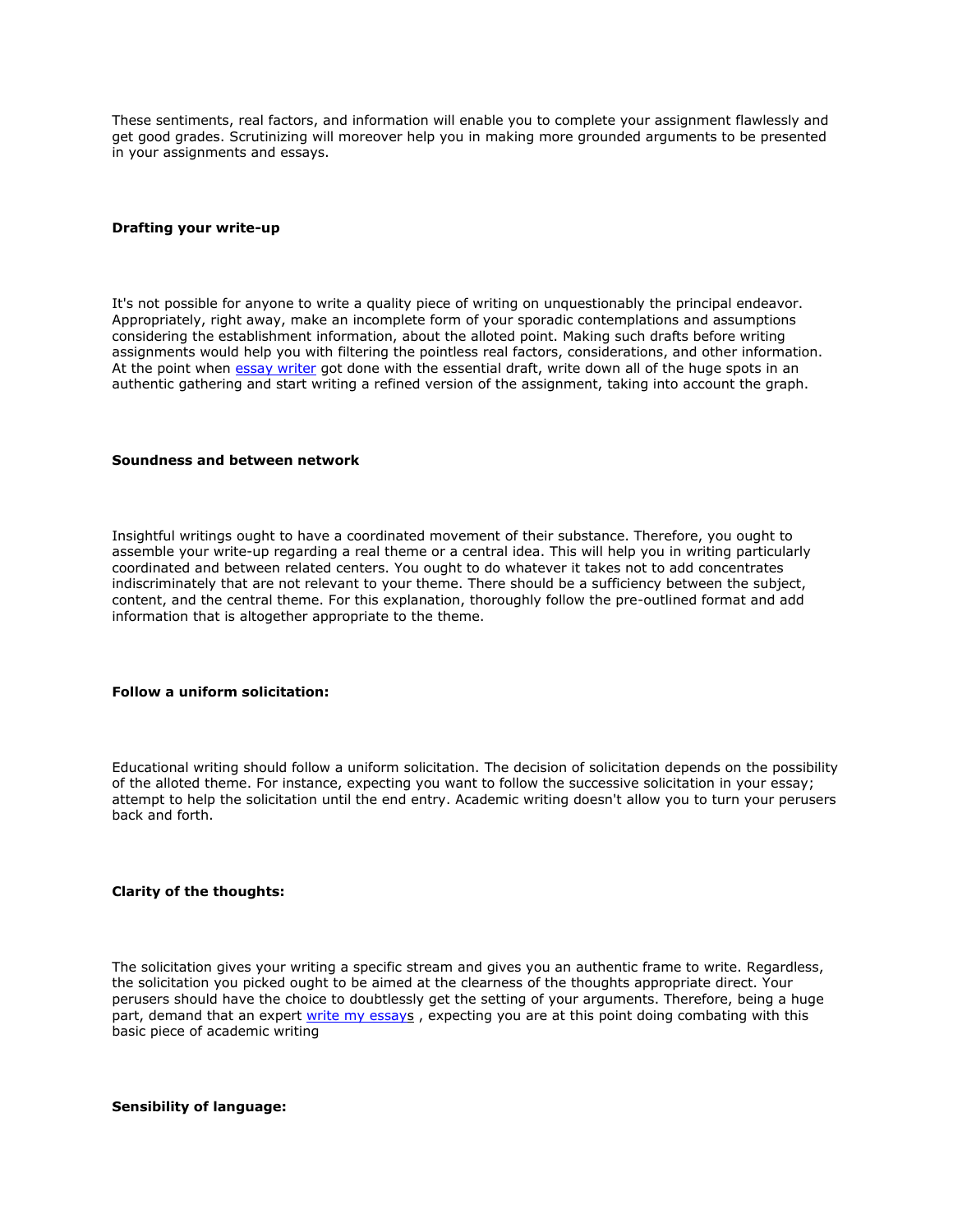These sentiments, real factors, and information will enable you to complete your assignment flawlessly and get good grades. Scrutinizing will moreover help you in making more grounded arguments to be presented in your assignments and essays.

**Drafting your write-up**

It's not possible for anyone to write a quality piece of writing on unquestionably the principal endeavor. Appropriately, right away, make an incomplete form of your sporadic contemplations and assumptions considering the establishment information, about the alloted point. Making such drafts before writing assignments would help you with filtering the pointless real factors, considerations, and other information. At the point when [essay writer](#) got done with the essential draft, write down all of the huge spots in an authentic gathering and start writing a refined version of the assignment, taking into account the graph.

**Soundness and between network**

Insightful writings ought to have a coordinated movement of their substance. Therefore, you ought to assemble your write-up regarding a real theme or a central idea. This will help you in writing particularly coordinated and between related centers. You ought to do whatever it takes not to add concentrates indiscriminately that are not relevant to your theme. There should be a sufficiency between the subject, content, and the central theme. For this explanation, thoroughly follow the pre-outlined format and add information that is altogether appropriate to the theme.

**Follow a uniform solicitation:**

Educational writing should follow a uniform solicitation. The decision of solicitation depends on the possibility of the alloted theme. For instance, expecting you want to follow the successive solicitation in your essay; attempt to help the solicitation until the end entry. Academic writing doesn't allow you to turn your perusers back and forth.

**Clarity of the thoughts:**

The solicitation gives your writing a specific stream and gives you an authentic frame to write. Regardless, the solicitation you picked ought to be aimed at the clearness of the thoughts appropriate direct. Your perusers should have the choice to doubtlessly get the setting of your arguments. Therefore, being a huge part, demand that an expert [write my essays](#) , expecting you are at this point doing combating with this basic piece of academic writing

**Sensibility of language:**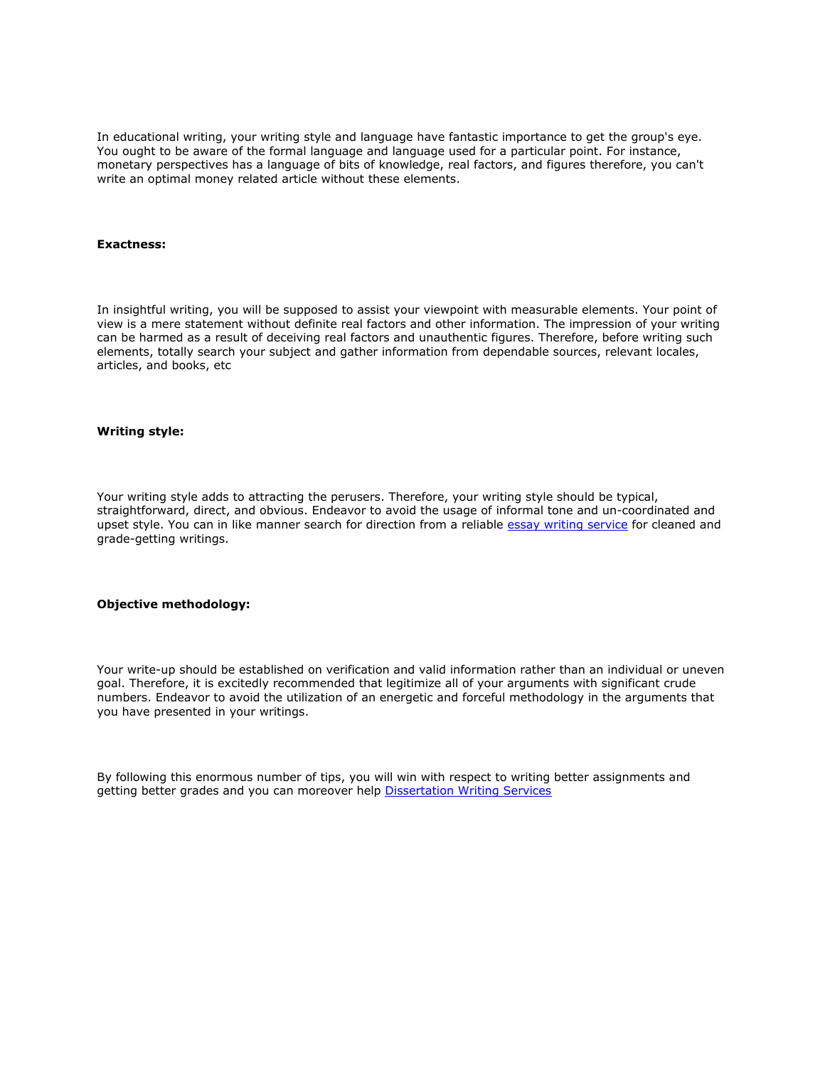In educational writing, your writing style and language have fantastic importance to get the group's eye. You ought to be aware of the formal language and language used for a particular point. For instance, monetary perspectives has a language of bits of knowledge, real factors, and figures therefore, you can't write an optimal money related article without these elements.

**Exactness:**

In insightful writing, you will be supposed to assist your viewpoint with measurable elements. Your point of view is a mere statement without definite real factors and other information. The impression of your writing can be harmed as a result of deceiving real factors and unauthentic figures. Therefore, before writing such elements, totally search your subject and gather information from dependable sources, relevant locales, articles, and books, etc

**Writing style:**

Your writing style adds to attracting the perusers. Therefore, your writing style should be typical, straightforward, direct, and obvious. Endeavor to avoid the usage of informal tone and un-coordinated and upset style. You can in like manner search for direction from a reliable [essay writing service]() for cleaned and grade-getting writings.

**Objective methodology:**

Your write-up should be established on verification and valid information rather than an individual or uneven goal. Therefore, it is excitedly recommended that legitimize all of your arguments with significant crude numbers. Endeavor to avoid the utilization of an energetic and forceful methodology in the arguments that you have presented in your writings.

By following this enormous number of tips, you will win with respect to writing better assignments and getting better grades and you can moreover help [Dissertation Writing Services]()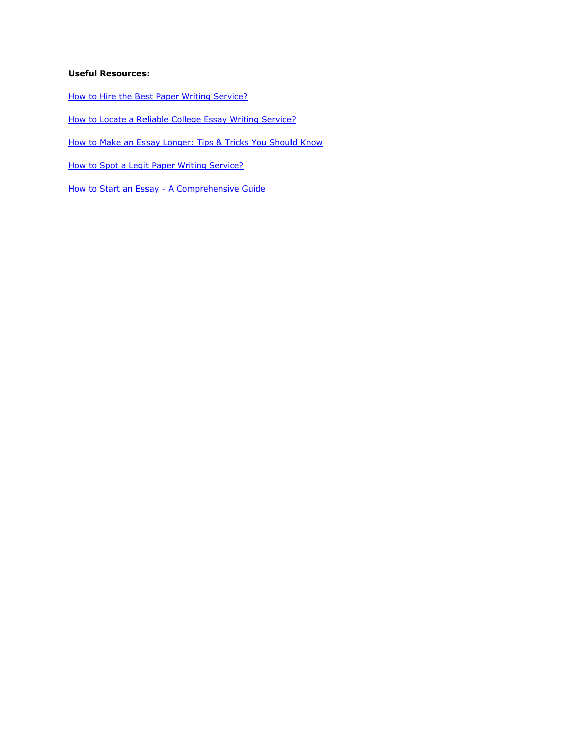**Useful Resources:**

How to Hire the Best Paper Writing Service?

How to Locate a Reliable College Essay Writing Service?

How to Make an Essay Longer: Tips & Tricks You Should Know

How to Spot a Legit Paper Writing Service?

How to Start an Essay - A Comprehensive Guide